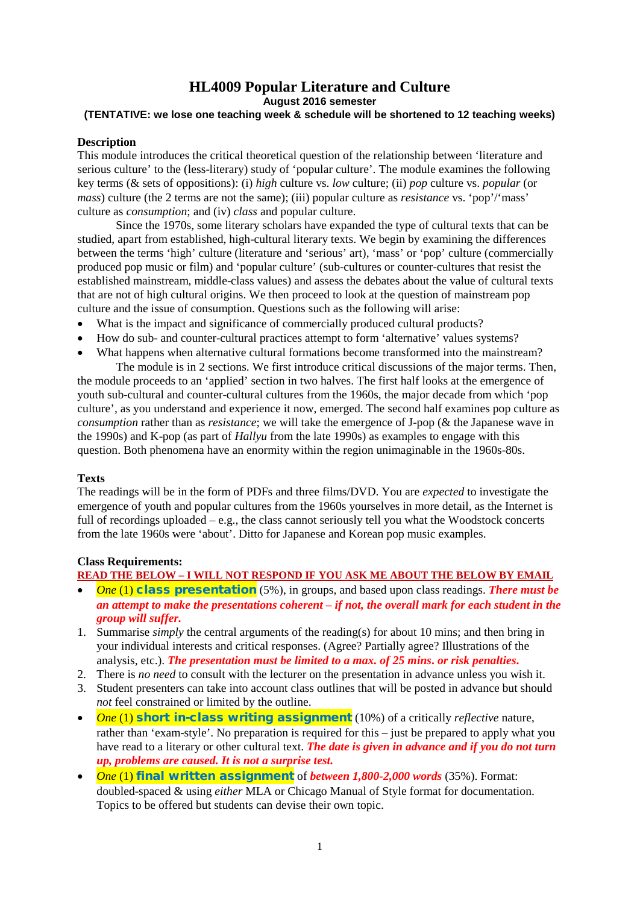# HL4009 Popular Literature and Culture

**August 2016 semester**

**(TENTATIVE: we lose one teaching week & schedule will be shortened to 12 teaching weeks)**

## Description

This module introduces the critical theoretical question of the relationship between 'literature and serious culture' to the (less-literary) study of 'popular culture'. The module examines the following key terms (& sets of oppositions): (i) *high* culture vs. *low* culture; (ii) *pop* culture vs. *popular* (or *mass*) culture (the 2 terms are not the same); (iii) popular culture as *resistance* vs. 'pop'/'mass' culture as *consumption*; and (iv) *class* and popular culture.

Since the 1970s, some literary scholars have expanded the type of cultural texts that can be studied, apart from established, high-cultural literary texts. We begin by examining the differences between the terms 'high' culture (literature and 'serious' art), 'mass' or 'pop' culture (commercially produced pop music or film) and 'popular culture' (sub-cultures or counter-cultures that resist the established mainstream, middle-class values) and assess the debates about the value of cultural texts that are not of high cultural origins. We then proceed to look at the question of mainstream pop culture and the issue of consumption. Questions such as the following will arise:

- What is the impact and significance of commercially produced cultural products?
- How do sub- and counter-cultural practices attempt to form 'alternative' values systems?
- What happens when alternative cultural formations become transformed into the mainstream?

The module is in 2 sections. We first introduce critical discussions of the major terms. Then, the module proceeds to an 'applied' section in two halves. The first half looks at the emergence of youth sub-cultural and counter-cultural cultures from the 1960s, the major decade from which 'pop culture', as you understand and experience it now, emerged. The second half examines pop culture as *consumption* rather than as *resistance*; we will take the emergence of J-pop (& the Japanese wave in the 1990s) and K-pop (as part of *Hallyu* from the late 1990s) as examples to engage with this question. Both phenomena have an enormity within the region unimaginable in the 1960s-80s.

## Texts

The readings will be in the form of PDFs and three films/DVD. You are *expected* to investigate the emergence of youth and popular cultures from the 1960s yourselves in more detail, as the Internet is full of recordings uploaded – e.g., the class cannot seriously tell you what the Woodstock concerts from the late 1960s were 'about'. Ditto for Japanese and Korean pop music examples.

## Class Requirements:

**READ THE BELOW – I WILL NOT RESPOND IF YOU ASK ME ABOUT THE BELOW BY EMAIL**

- *One* (1) **class presentation** (5%), in groups, and based upon class readings. ***There must be an attempt to make the presentations coherent – if not, the overall mark for each student in the group will suffer.***

1. Summarise *simply* the central arguments of the reading(s) for about 10 mins; and then bring in your individual interests and critical responses. (Agree? Partially agree? Illustrations of the analysis, etc.). ***The presentation must be limited to a max. of 25 mins. or risk penalties.***
2. There is *no need* to consult with the lecturer on the presentation in advance unless you wish it.
3. Student presenters can take into account class outlines that will be posted in advance but should *not* feel constrained or limited by the outline.

- *One* (1) **short in-class writing assignment** (10%) of a critically *reflective* nature, rather than 'exam-style'. No preparation is required for this – just be prepared to apply what you have read to a literary or other cultural text. ***The date is given in advance and if you do not turn up, problems are caused. It is not a surprise test.***
- *One* (1) **final written assignment** of ***between 1,800-2,000 words*** (35%). Format: doubled-spaced & using *either* MLA or Chicago Manual of Style format for documentation. Topics to be offered but students can devise their own topic.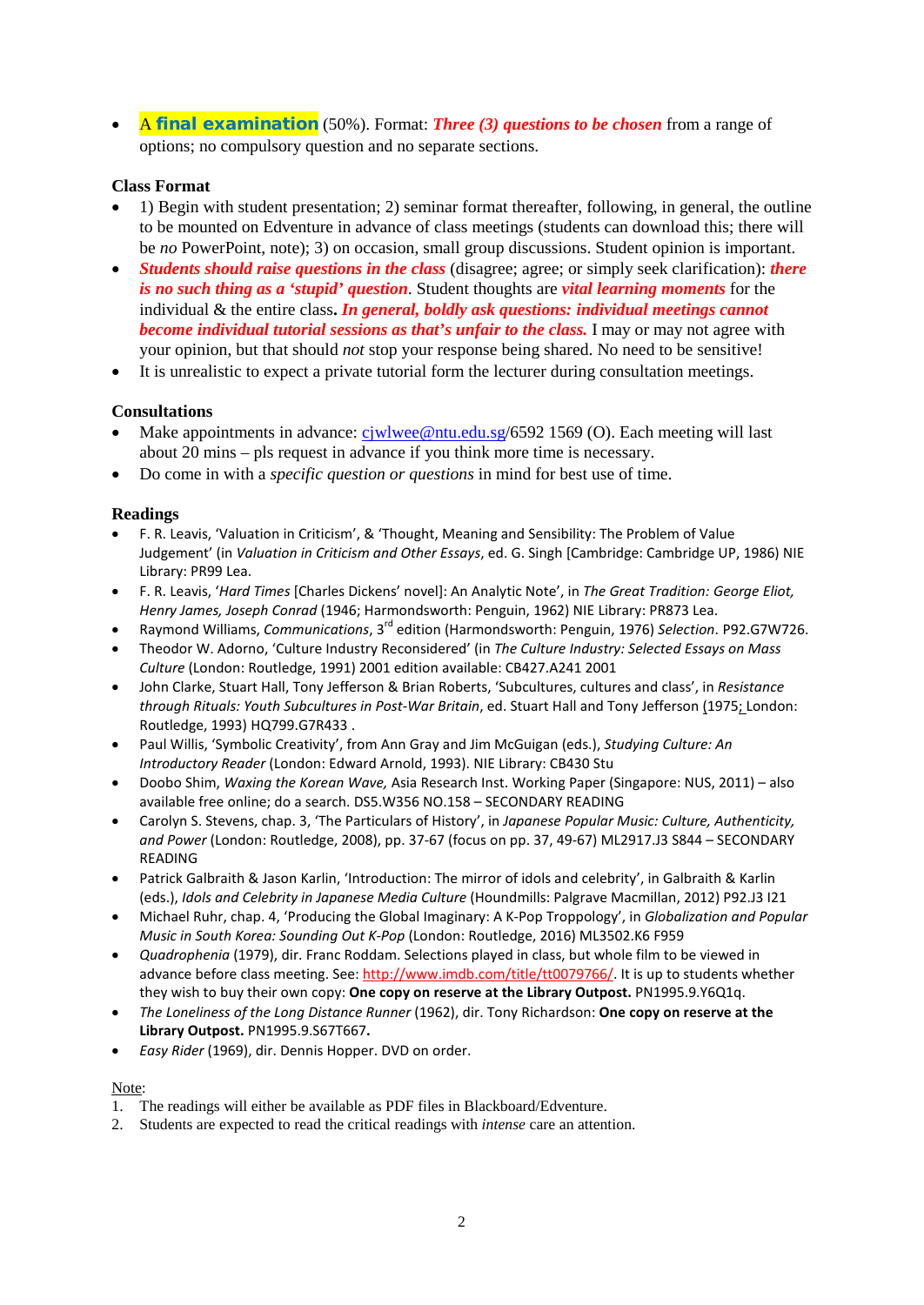- A **final examination** (50%). Format: ***Three (3) questions to be chosen*** from a range of options; no compulsory question and no separate sections.

**Class Format**

- 1) Begin with student presentation; 2) seminar format thereafter, following, in general, the outline to be mounted on Edventure in advance of class meetings (students can download this; there will be *no* PowerPoint, note); 3) on occasion, small group discussions. Student opinion is important.
- ***Students should raise questions in the class*** (disagree; agree; or simply seek clarification): ***there is no such thing as a 'stupid' question***. Student thoughts are ***vital learning moments*** for the individual & the entire class**.** ***In general, boldly ask questions: individual meetings cannot become individual tutorial sessions as that's unfair to the class.*** I may or may not agree with your opinion, but that should *not* stop your response being shared. No need to be sensitive!
- It is unrealistic to expect a private tutorial form the lecturer during consultation meetings.

**Consultations**

- Make appointments in advance: cjwlwee@ntu.edu.sg/6592 1569 (O). Each meeting will last about 20 mins – pls request in advance if you think more time is necessary.
- Do come in with a *specific question or questions* in mind for best use of time.

**Readings**

- F. R. Leavis, 'Valuation in Criticism', & 'Thought, Meaning and Sensibility: The Problem of Value Judgement' (in *Valuation in Criticism and Other Essays*, ed. G. Singh [Cambridge: Cambridge UP, 1986) NIE Library: PR99 Lea.
- F. R. Leavis, '*Hard Times* [Charles Dickens' novel]: An Analytic Note', in *The Great Tradition: George Eliot, Henry James, Joseph Conrad* (1946; Harmondsworth: Penguin, 1962) NIE Library: PR873 Lea.
- Raymond Williams, *Communications*, 3rd edition (Harmondsworth: Penguin, 1976) *Selection*. P92.G7W726.
- Theodor W. Adorno, 'Culture Industry Reconsidered' (in *The Culture Industry: Selected Essays on Mass Culture* (London: Routledge, 1991) 2001 edition available: CB427.A241 2001
- John Clarke, Stuart Hall, Tony Jefferson & Brian Roberts, 'Subcultures, cultures and class', in *Resistance through Rituals: Youth Subcultures in Post-War Britain*, ed. Stuart Hall and Tony Jefferson (1975; London: Routledge, 1993) HQ799.G7R433 .
- Paul Willis, 'Symbolic Creativity', from Ann Gray and Jim McGuigan (eds.), *Studying Culture: An Introductory Reader* (London: Edward Arnold, 1993). NIE Library: CB430 Stu
- Doobo Shim, *Waxing the Korean Wave,* Asia Research Inst. Working Paper (Singapore: NUS, 2011) – also available free online; do a search. DS5.W356 NO.158 – SECONDARY READING
- Carolyn S. Stevens, chap. 3, 'The Particulars of History', in *Japanese Popular Music: Culture, Authenticity, and Power* (London: Routledge, 2008), pp. 37-67 (focus on pp. 37, 49-67) ML2917.J3 S844 – SECONDARY READING
- Patrick Galbraith & Jason Karlin, 'Introduction: The mirror of idols and celebrity', in Galbraith & Karlin (eds.), *Idols and Celebrity in Japanese Media Culture* (Houndmills: Palgrave Macmillan, 2012) P92.J3 I21
- Michael Ruhr, chap. 4, 'Producing the Global Imaginary: A K-Pop Troppology', in *Globalization and Popular Music in South Korea: Sounding Out K-Pop* (London: Routledge, 2016) ML3502.K6 F959
- *Quadrophenia* (1979), dir. Franc Roddam. Selections played in class, but whole film to be viewed in advance before class meeting. See: http://www.imdb.com/title/tt0079766/. It is up to students whether they wish to buy their own copy: **One copy on reserve at the Library Outpost.** PN1995.9.Y6Q1q.
- *The Loneliness of the Long Distance Runner* (1962), dir. Tony Richardson: **One copy on reserve at the Library Outpost.** PN1995.9.S67T667**.**
- *Easy Rider* (1969), dir. Dennis Hopper. DVD on order.

Note:

1. The readings will either be available as PDF files in Blackboard/Edventure.
2. Students are expected to read the critical readings with *intense* care an attention.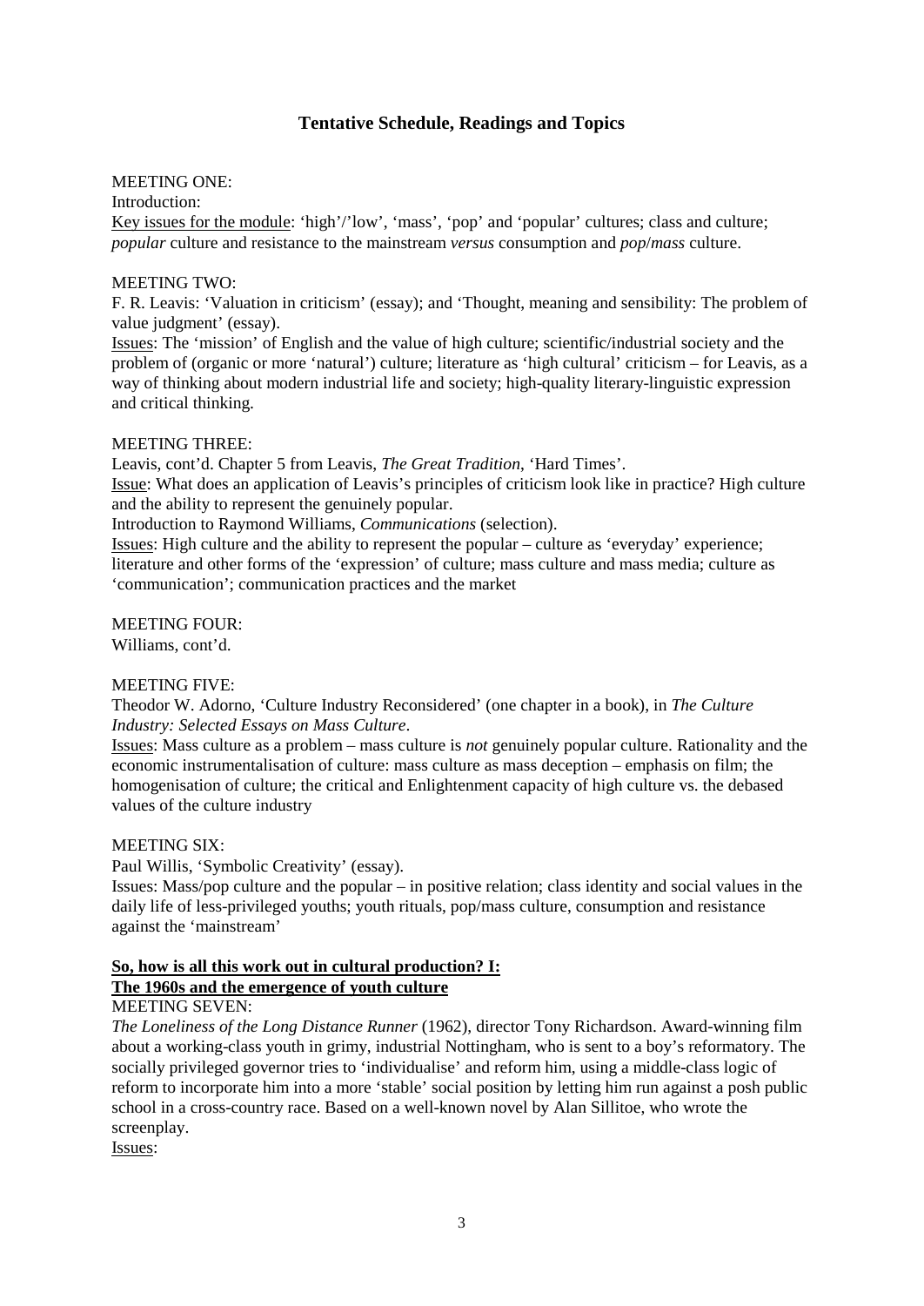## Tentative Schedule, Readings and Topics

MEETING ONE:

Introduction:

<u>Key issues for the module</u>: 'high'/'low', 'mass', 'pop' and 'popular' cultures; class and culture; *popular* culture and resistance to the mainstream *versus* consumption and *pop*/*mass* culture.

MEETING TWO:

F. R. Leavis: 'Valuation in criticism' (essay); and 'Thought, meaning and sensibility: The problem of value judgment' (essay).

<u>Issues</u>: The 'mission' of English and the value of high culture; scientific/industrial society and the problem of (organic or more 'natural') culture; literature as 'high cultural' criticism – for Leavis, as a way of thinking about modern industrial life and society; high-quality literary-linguistic expression and critical thinking.

MEETING THREE:

Leavis, cont'd. Chapter 5 from Leavis, *The Great Tradition*, 'Hard Times'.

<u>Issue</u>: What does an application of Leavis's principles of criticism look like in practice? High culture and the ability to represent the genuinely popular.

Introduction to Raymond Williams, *Communications* (selection).

<u>Issues</u>: High culture and the ability to represent the popular – culture as 'everyday' experience; literature and other forms of the 'expression' of culture; mass culture and mass media; culture as 'communication'; communication practices and the market

MEETING FOUR:

Williams, cont'd.

MEETING FIVE:

Theodor W. Adorno, 'Culture Industry Reconsidered' (one chapter in a book), in *The Culture Industry: Selected Essays on Mass Culture*.

<u>Issues</u>: Mass culture as a problem – mass culture is *not* genuinely popular culture. Rationality and the economic instrumentalisation of culture: mass culture as mass deception – emphasis on film; the homogenisation of culture; the critical and Enlightenment capacity of high culture vs. the debased values of the culture industry

MEETING SIX:

Paul Willis, 'Symbolic Creativity' (essay).

Issues: Mass/pop culture and the popular – in positive relation; class identity and social values in the daily life of less-privileged youths; youth rituals, pop/mass culture, consumption and resistance against the 'mainstream'

**<u>So, how is all this work out in cultural production? I:</u>**
**<u>The 1960s and the emergence of youth culture</u>**

MEETING SEVEN:

*The Loneliness of the Long Distance Runner* (1962), director Tony Richardson. Award-winning film about a working-class youth in grimy, industrial Nottingham, who is sent to a boy's reformatory. The socially privileged governor tries to 'individualise' and reform him, using a middle-class logic of reform to incorporate him into a more 'stable' social position by letting him run against a posh public school in a cross-country race. Based on a well-known novel by Alan Sillitoe, who wrote the screenplay.

<u>Issues</u>: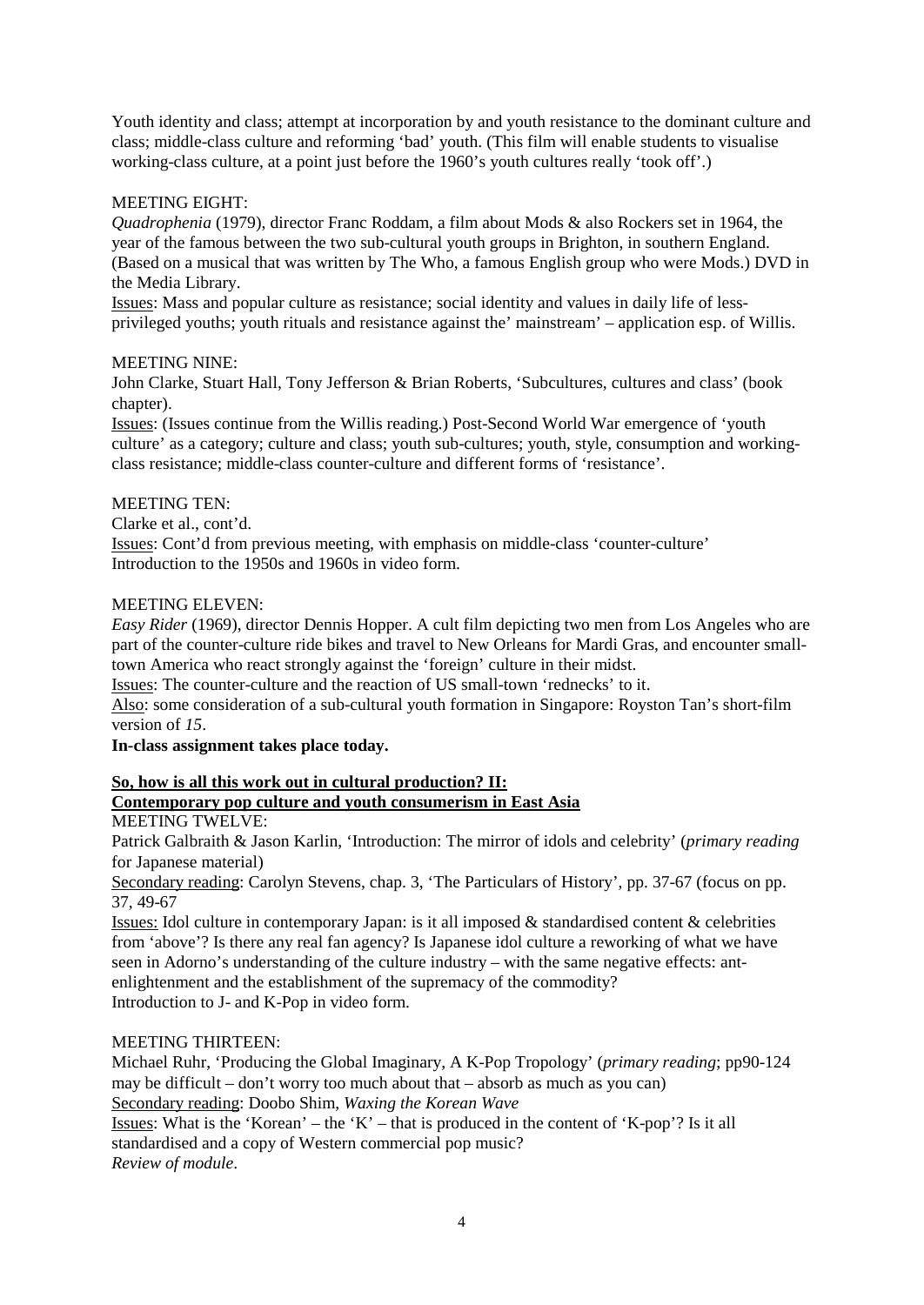Youth identity and class; attempt at incorporation by and youth resistance to the dominant culture and class; middle-class culture and reforming 'bad' youth. (This film will enable students to visualise working-class culture, at a point just before the 1960's youth cultures really 'took off'.)

MEETING EIGHT:

*Quadrophenia* (1979), director Franc Roddam, a film about Mods & also Rockers set in 1964, the year of the famous between the two sub-cultural youth groups in Brighton, in southern England. (Based on a musical that was written by The Who, a famous English group who were Mods.) DVD in the Media Library.

Issues: Mass and popular culture as resistance; social identity and values in daily life of less-privileged youths; youth rituals and resistance against the' mainstream' – application esp. of Willis.

MEETING NINE:

John Clarke, Stuart Hall, Tony Jefferson & Brian Roberts, 'Subcultures, cultures and class' (book chapter).

Issues: (Issues continue from the Willis reading.) Post-Second World War emergence of 'youth culture' as a category; culture and class; youth sub-cultures; youth, style, consumption and working-class resistance; middle-class counter-culture and different forms of 'resistance'.

MEETING TEN:

Clarke et al., cont'd.

Issues: Cont'd from previous meeting, with emphasis on middle-class 'counter-culture'
Introduction to the 1950s and 1960s in video form.

MEETING ELEVEN:

*Easy Rider* (1969), director Dennis Hopper. A cult film depicting two men from Los Angeles who are part of the counter-culture ride bikes and travel to New Orleans for Mardi Gras, and encounter small-town America who react strongly against the 'foreign' culture in their midst.

Issues: The counter-culture and the reaction of US small-town 'rednecks' to it.

Also: some consideration of a sub-cultural youth formation in Singapore: Royston Tan's short-film version of *15*.

**In-class assignment takes place today.**

**So, how is all this work out in cultural production? II:**
**Contemporary pop culture and youth consumerism in East Asia**

MEETING TWELVE:

Patrick Galbraith & Jason Karlin, 'Introduction: The mirror of idols and celebrity' (*primary reading* for Japanese material)

Secondary reading: Carolyn Stevens, chap. 3, 'The Particulars of History', pp. 37-67 (focus on pp. 37, 49-67

Issues: Idol culture in contemporary Japan: is it all imposed & standardised content & celebrities from 'above'? Is there any real fan agency? Is Japanese idol culture a reworking of what we have seen in Adorno's understanding of the culture industry – with the same negative effects: ant-enlightenment and the establishment of the supremacy of the commodity?
Introduction to J- and K-Pop in video form.

MEETING THIRTEEN:

Michael Ruhr, 'Producing the Global Imaginary, A K-Pop Tropology' (*primary reading*; pp90-124 may be difficult – don't worry too much about that – absorb as much as you can)

Secondary reading: Doobo Shim, *Waxing the Korean Wave*

Issues: What is the 'Korean' – the 'K' – that is produced in the content of 'K-pop'? Is it all standardised and a copy of Western commercial pop music?

*Review of module*.